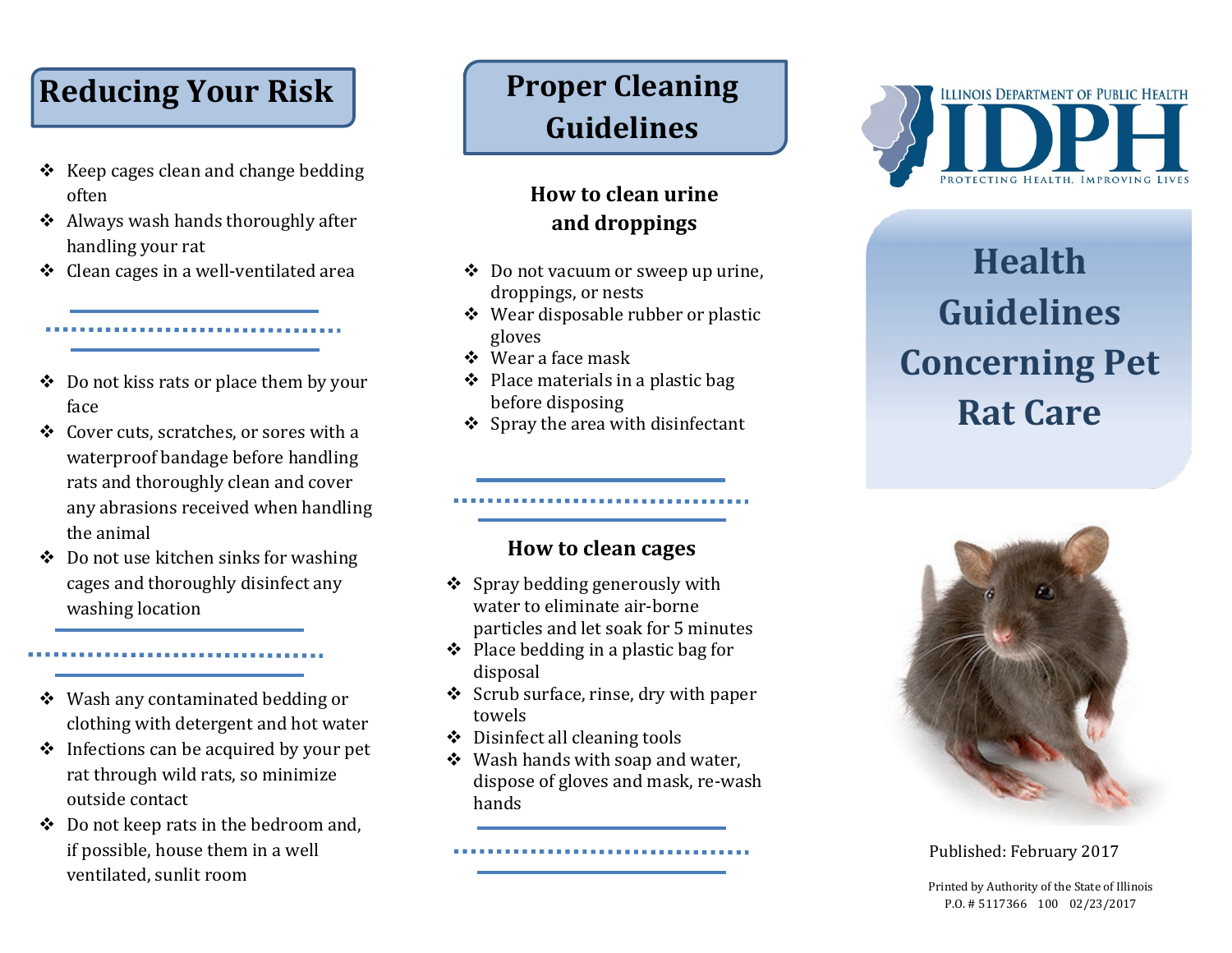## Reducing Your Risk

- Keep cages clean and change bedding often
- Always wash hands thoroughly after handling your rat
- Clean cages in a well-ventilated area

---

- Do not kiss rats or place them by your face
- Cover cuts, scratches, or sores with a waterproof bandage before handling rats and thoroughly clean and cover any abrasions received when handling the animal
- Do not use kitchen sinks for washing cages and thoroughly disinfect any washing location

---

- Wash any contaminated bedding or clothing with detergent and hot water
- Infections can be acquired by your pet rat through wild rats, so minimize outside contact
- Do not keep rats in the bedroom and, if possible, house them in a well ventilated, sunlit room

## Proper Cleaning Guidelines

### How to clean urine and droppings

- Do not vacuum or sweep up urine, droppings, or nests
- Wear disposable rubber or plastic gloves
- Wear a face mask
- Place materials in a plastic bag before disposing
- Spray the area with disinfectant

---

### How to clean cages

- Spray bedding generously with water to eliminate air-borne particles and let soak for 5 minutes
- Place bedding in a plastic bag for disposal
- Scrub surface, rinse, dry with paper towels
- Disinfect all cleaning tools
- Wash hands with soap and water, dispose of gloves and mask, re-wash hands

---

ILLINOIS DEPARTMENT OF PUBLIC HEALTH

**IDPH**

PROTECTING HEALTH, IMPROVING LIVES

# Health Guidelines Concerning Pet Rat Care

Published: February 2017

Printed by Authority of the State of Illinois
P.O. # 5117366 100 02/23/2017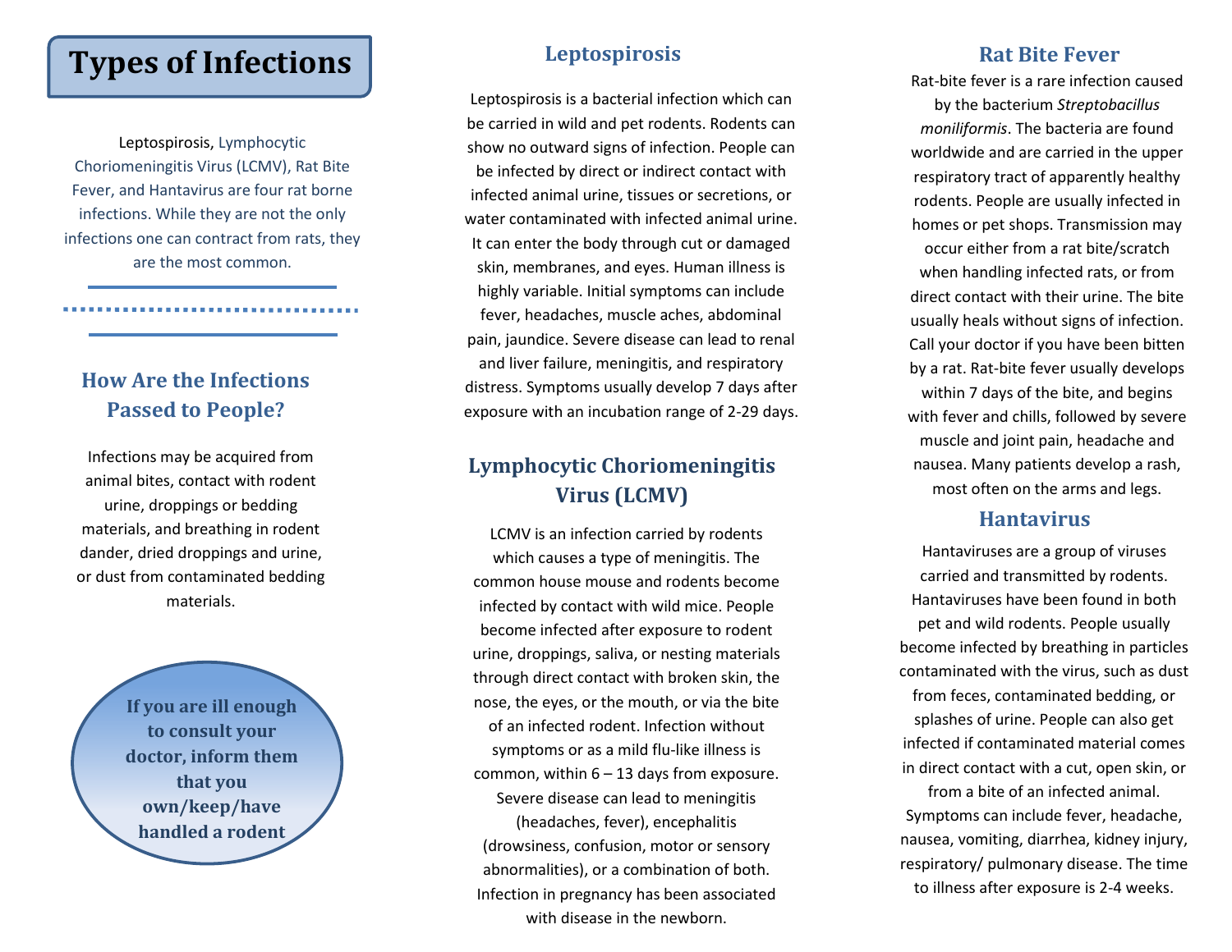# Types of Infections

Leptospirosis, Lymphocytic Choriomeningitis Virus (LCMV), Rat Bite Fever, and Hantavirus are four rat borne infections. While they are not the only infections one can contract from rats, they are the most common.

## How Are the Infections Passed to People?

Infections may be acquired from animal bites, contact with rodent urine, droppings or bedding materials, and breathing in rodent dander, dried droppings and urine, or dust from contaminated bedding materials.

**If you are ill enough to consult your doctor, inform them that you own/keep/have handled a rodent**

## Leptospirosis

Leptospirosis is a bacterial infection which can be carried in wild and pet rodents. Rodents can show no outward signs of infection. People can be infected by direct or indirect contact with infected animal urine, tissues or secretions, or water contaminated with infected animal urine. It can enter the body through cut or damaged skin, membranes, and eyes. Human illness is highly variable. Initial symptoms can include fever, headaches, muscle aches, abdominal pain, jaundice. Severe disease can lead to renal and liver failure, meningitis, and respiratory distress. Symptoms usually develop 7 days after exposure with an incubation range of 2-29 days.

## Lymphocytic Choriomeningitis Virus (LCMV)

LCMV is an infection carried by rodents which causes a type of meningitis. The common house mouse and rodents become infected by contact with wild mice. People become infected after exposure to rodent urine, droppings, saliva, or nesting materials through direct contact with broken skin, the nose, the eyes, or the mouth, or via the bite of an infected rodent. Infection without symptoms or as a mild flu-like illness is common, within 6 – 13 days from exposure. Severe disease can lead to meningitis (headaches, fever), encephalitis (drowsiness, confusion, motor or sensory abnormalities), or a combination of both. Infection in pregnancy has been associated with disease in the newborn.

## Rat Bite Fever

Rat-bite fever is a rare infection caused by the bacterium *Streptobacillus moniliformis*. The bacteria are found worldwide and are carried in the upper respiratory tract of apparently healthy rodents. People are usually infected in homes or pet shops. Transmission may occur either from a rat bite/scratch when handling infected rats, or from direct contact with their urine. The bite usually heals without signs of infection. Call your doctor if you have been bitten by a rat. Rat-bite fever usually develops within 7 days of the bite, and begins with fever and chills, followed by severe muscle and joint pain, headache and nausea. Many patients develop a rash, most often on the arms and legs.

## Hantavirus

Hantaviruses are a group of viruses carried and transmitted by rodents. Hantaviruses have been found in both pet and wild rodents. People usually become infected by breathing in particles contaminated with the virus, such as dust from feces, contaminated bedding, or splashes of urine. People can also get infected if contaminated material comes in direct contact with a cut, open skin, or from a bite of an infected animal. Symptoms can include fever, headache, nausea, vomiting, diarrhea, kidney injury, respiratory/ pulmonary disease. The time to illness after exposure is 2-4 weeks.